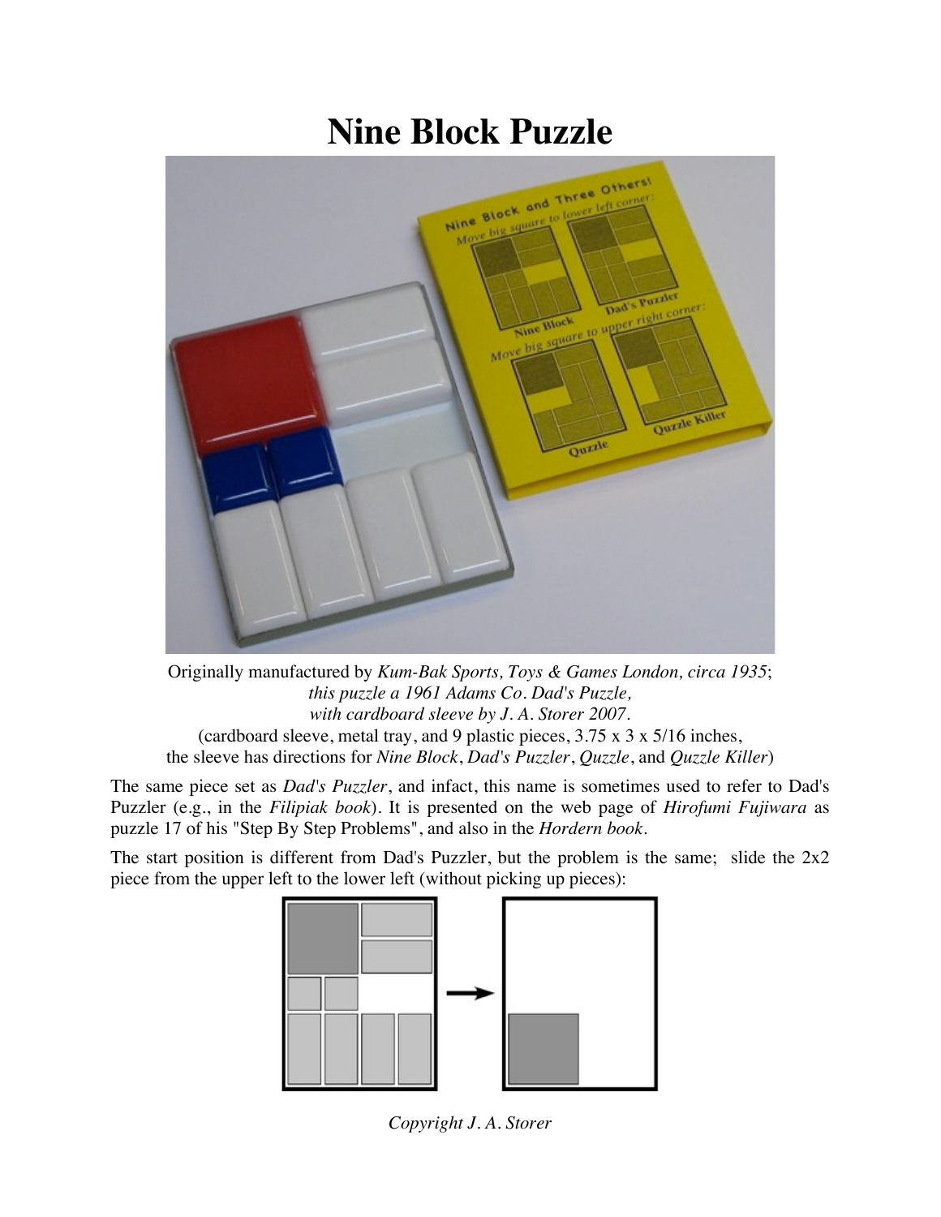# Nine Block Puzzle

Originally manufactured by *Kum-Bak Sports, Toys & Games London, circa 1935*;
*this puzzle a 1961 Adams Co. Dad's Puzzle,*
*with cardboard sleeve by J. A. Storer 2007.*
(cardboard sleeve, metal tray, and 9 plastic pieces, 3.75 x 3 x 5/16 inches,
the sleeve has directions for *Nine Block*, *Dad's Puzzler*, *Quzzle*, and *Quzzle Killer*)

The same piece set as *Dad's Puzzler*, and infact, this name is sometimes used to refer to Dad's Puzzler (e.g., in the *Filipiak book*). It is presented on the web page of *Hirofumi Fujiwara* as puzzle 17 of his "Step By Step Problems", and also in the *Hordern book*.

The start position is different from Dad's Puzzler, but the problem is the same; slide the 2x2 piece from the upper left to the lower left (without picking up pieces):

*Copyright J. A. Storer*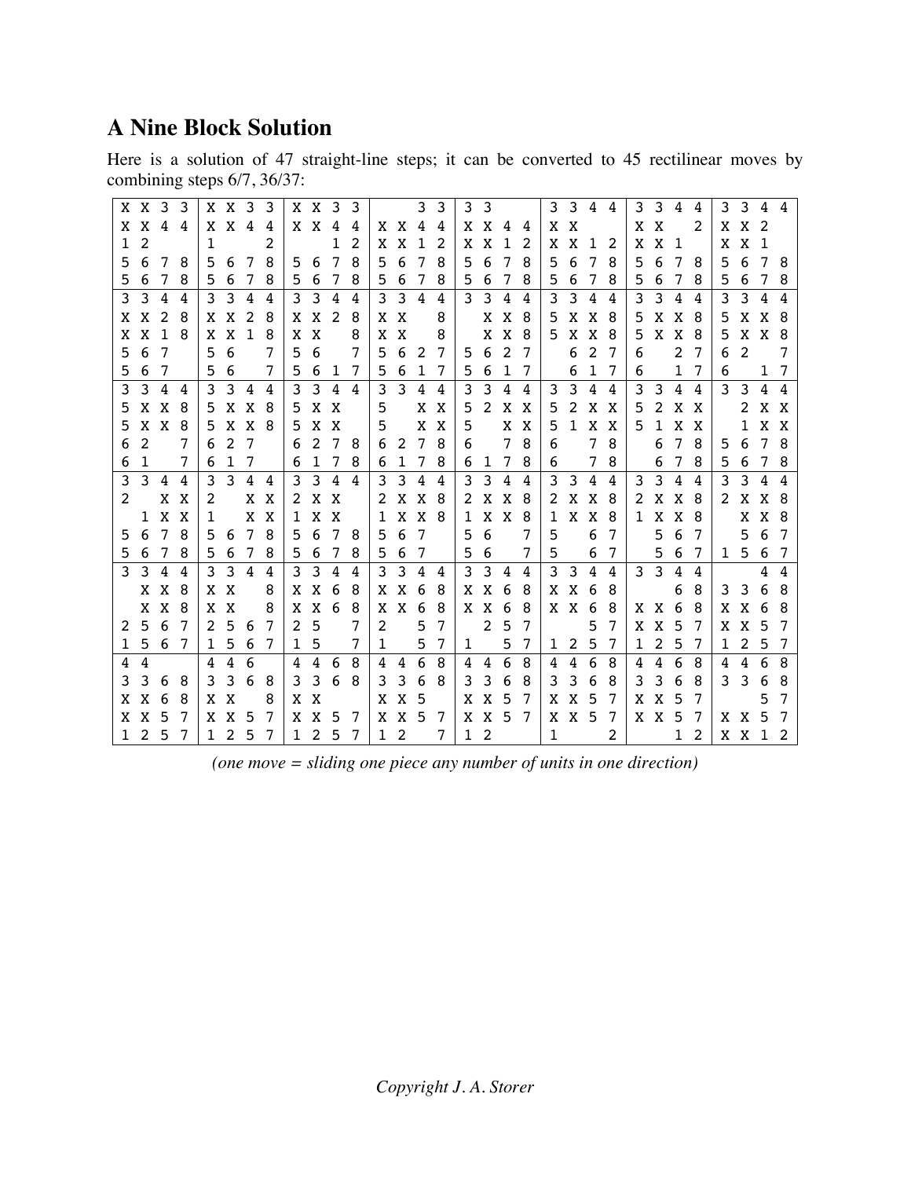# A Nine Block Solution

Here is a solution of 47 straight-line steps; it can be converted to 45 rectilinear moves by combining steps 6/7, 36/37:

```
X X 3 3 | X X 3 3 | X X 3 3 |     3 3 | 3 3     | 3 3 4 4 | 3 3 4 4 | 3 3 4 4
X X 4 4 | X X 4 4 | X X 4 4 | X X 4 4 | X X 4 4 | X X     | X X   2 | X X 2
1 2     | 1     2 |     1 2 | X X 1 2 | X X 1 2 | X X 1 2 | X X 1   | X X 1
5 6 7 8 | 5 6 7 8 | 5 6 7 8 | 5 6 7 8 | 5 6 7 8 | 5 6 7 8 | 5 6 7 8 | 5 6 7 8
5 6 7 8 | 5 6 7 8 | 5 6 7 8 | 5 6 7 8 | 5 6 7 8 | 5 6 7 8 | 5 6 7 8 | 5 6 7 8
--------+---------+---------+---------+---------+---------+---------+--------
3 3 4 4 | 3 3 4 4 | 3 3 4 4 | 3 3 4 4 | 3 3 4 4 | 3 3 4 4 | 3 3 4 4 | 3 3 4 4
X X 2 8 | X X 2 8 | X X 2 8 | X X   8 |   X X 8 | 5 X X 8 | 5 X X 8 | 5 X X 8
X X 1 8 | X X 1 8 | X X   8 | X X   8 |   X X 8 | 5 X X 8 | 5 X X 8 | 5 X X 8
5 6 7   | 5 6   7 | 5 6   7 | 5 6 2 7 | 5 6 2 7 |   6 2 7 | 6   2 7 | 6 2   7
5 6 7   | 5 6   7 | 5 6 1 7 | 5 6 1 7 | 5 6 1 7 |   6 1 7 | 6   1 7 | 6   1 7
--------+---------+---------+---------+---------+---------+---------+--------
3 3 4 4 | 3 3 4 4 | 3 3 4 4 | 3 3 4 4 | 3 3 4 4 | 3 3 4 4 | 3 3 4 4 | 3 3 4 4
5 X X 8 | 5 X X 8 | 5 X X   | 5   X X | 5 2 X X | 5 2 X X | 5 2 X X |   2 X X
5 X X 8 | 5 X X 8 | 5 X X   | 5   X X | 5   X X | 5 1 X X | 5 1 X X |   1 X X
6 2   7 | 6 2 7   | 6 2 7 8 | 6 2 7 8 | 6   7 8 | 6   7 8 |   6 7 8 | 5 6 7 8
6 1   7 | 6 1 7   | 6 1 7 8 | 6 1 7 8 | 6 1 7 8 | 6   7 8 |   6 7 8 | 5 6 7 8
--------+---------+---------+---------+---------+---------+---------+--------
3 3 4 4 | 3 3 4 4 | 3 3 4 4 | 3 3 4 4 | 3 3 4 4 | 3 3 4 4 | 3 3 4 4 | 3 3 4 4
2   X X | 2   X X | 2 X X   | 2 X X 8 | 2 X X 8 | 2 X X 8 | 2 X X 8 | 2 X X 8
  1 X X | 1   X X | 1 X X   | 1 X X 8 | 1 X X 8 | 1 X X 8 | 1 X X 8 |   X X 8
5 6 7 8 | 5 6 7 8 | 5 6 7 8 | 5 6 7   | 5 6   7 | 5   6 7 |   5 6 7 |   5 6 7
5 6 7 8 | 5 6 7 8 | 5 6 7 8 | 5 6 7   | 5 6   7 | 5   6 7 |   5 6 7 | 1 5 6 7
--------+---------+---------+---------+---------+---------+---------+--------
3 3 4 4 | 3 3 4 4 | 3 3 4 4 | 3 3 4 4 | 3 3 4 4 | 3 3 4 4 | 3 3 4 4 |     4 4
  X X 8 | X X   8 | X X 6 8 | X X 6 8 | X X 6 8 | X X 6 8 |     6 8 | 3 3 6 8
  X X 8 | X X   8 | X X 6 8 | X X 6 8 | X X 6 8 | X X 6 8 | X X 6 8 | X X 6 8
2 5 6 7 | 2 5 6 7 | 2 5   7 | 2   5 7 |   2 5 7 |     5 7 | X X 5 7 | X X 5 7
1 5 6 7 | 1 5 6 7 | 1 5   7 | 1   5 7 | 1   5 7 | 1 2 5 7 | 1 2 5 7 | 1 2 5 7
--------+---------+---------+---------+---------+---------+---------+--------
4 4     | 4 4 6   | 4 4 6 8 | 4 4 6 8 | 4 4 6 8 | 4 4 6 8 | 4 4 6 8 | 4 4 6 8
3 3 6 8 | 3 3 6 8 | 3 3 6 8 | 3 3 6 8 | 3 3 6 8 | 3 3 6 8 | 3 3 6 8 | 3 3 6 8
X X 6 8 | X X   8 | X X     | X X 5   | X X 5 7 | X X 5 7 | X X 5 7 |     5 7
X X 5 7 | X X 5 7 | X X 5 7 | X X 5 7 | X X 5 7 | X X 5 7 | X X 5 7 | X X 5 7
1 2 5 7 | 1 2 5 7 | 1 2 5 7 | 1 2   7 | 1 2     | 1     2 |     1 2 | X X 1 2
```

*(one move = sliding one piece any number of units in one direction)*

*Copyright J. A. Storer*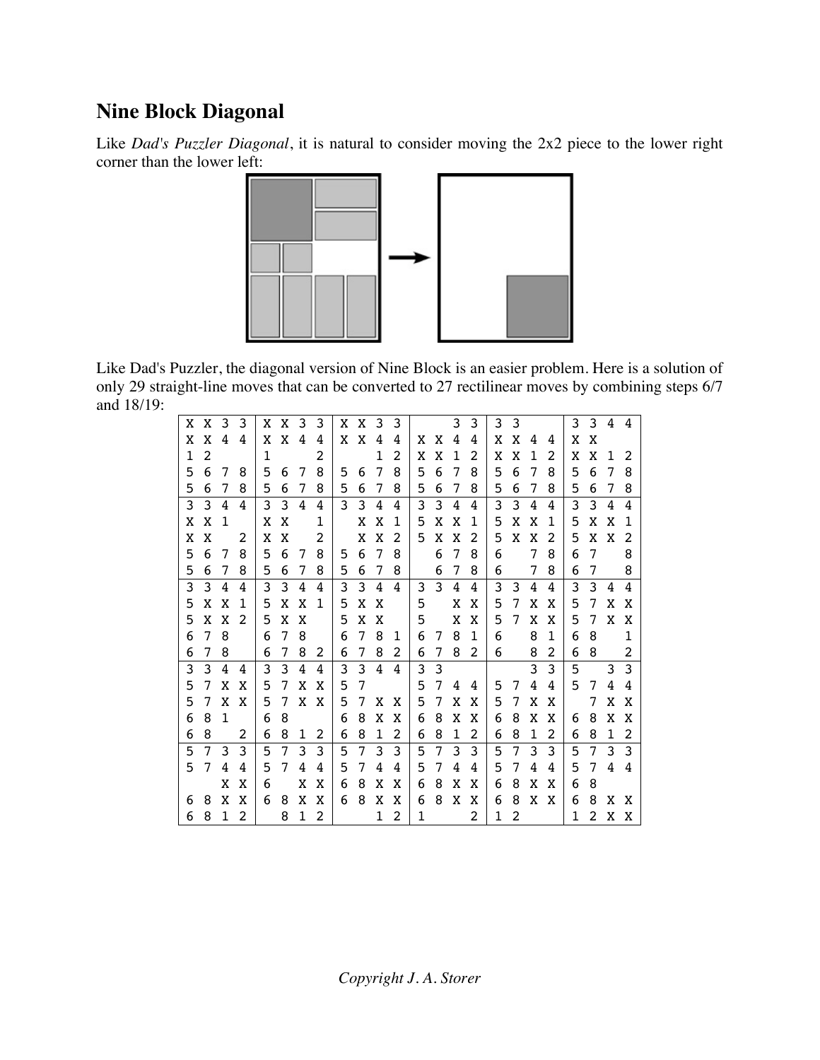## Nine Block Diagonal

Like *Dad's Puzzler Diagonal*, it is natural to consider moving the 2x2 piece to the lower right corner than the lower left:

Like Dad's Puzzler, the diagonal version of Nine Block is an easier problem. Here is a solution of only 29 straight-line moves that can be converted to 27 rectilinear moves by combining steps 6/7 and 18/19:

```
X X 3 3 | X X 3 3 | X X 3 3 |     3 3 | 3 3     | 3 3 4 4
X X 4 4 | X X 4 4 | X X 4 4 | X X 4 4 | X X 4 4 | X X
1 2     | 1     2 |     1 2 | X X 1 2 | X X 1 2 | X X 1 2
5 6 7 8 | 5 6 7 8 | 5 6 7 8 | 5 6 7 8 | 5 6 7 8 | 5 6 7 8
5 6 7 8 | 5 6 7 8 | 5 6 7 8 | 5 6 7 8 | 5 6 7 8 | 5 6 7 8
--------+---------+---------+---------+---------+--------
3 3 4 4 | 3 3 4 4 | 3 3 4 4 | 3 3 4 4 | 3 3 4 4 | 3 3 4 4
X X 1   | X X   1 |   X X 1 | 5 X X 1 | 5 X X 1 | 5 X X 1
X X   2 | X X   2 |   X X 2 | 5 X X 2 | 5 X X 2 | 5 X X 2
5 6 7 8 | 5 6 7 8 | 5 6 7 8 |   6 7 8 | 6   7 8 | 6 7   8
5 6 7 8 | 5 6 7 8 | 5 6 7 8 |   6 7 8 | 6   7 8 | 6 7   8
--------+---------+---------+---------+---------+--------
3 3 4 4 | 3 3 4 4 | 3 3 4 4 | 3 3 4 4 | 3 3 4 4 | 3 3 4 4
5 X X 1 | 5 X X 1 | 5 X X   | 5   X X | 5 7 X X | 5 7 X X
5 X X 2 | 5 X X   | 5 X X   | 5   X X | 5 7 X X | 5 7 X X
6 7 8   | 6 7 8   | 6 7 8 1 | 6 7 8 1 | 6   8 1 | 6 8   1
6 7 8   | 6 7 8 2 | 6 7 8 2 | 6 7 8 2 | 6   8 2 | 6 8   2
--------+---------+---------+---------+---------+--------
3 3 4 4 | 3 3 4 4 | 3 3 4 4 | 3 3     |     3 3 | 5   3 3
5 7 X X | 5 7 X X | 5 7     | 5 7 4 4 | 5 7 4 4 | 5 7 4 4
5 7 X X | 5 7 X X | 5 7 X X | 5 7 X X | 5 7 X X |   7 X X
6 8 1   | 6 8     | 6 8 X X | 6 8 X X | 6 8 X X | 6 8 X X
6 8   2 | 6 8 1 2 | 6 8 1 2 | 6 8 1 2 | 6 8 1 2 | 6 8 1 2
--------+---------+---------+---------+---------+--------
5 7 3 3 | 5 7 3 3 | 5 7 3 3 | 5 7 3 3 | 5 7 3 3 | 5 7 3 3
5 7 4 4 | 5 7 4 4 | 5 7 4 4 | 5 7 4 4 | 5 7 4 4 | 5 7 4 4
    X X | 6   X X | 6 8 X X | 6 8 X X | 6 8 X X | 6 8
6 8 X X | 6 8 X X | 6 8 X X | 6 8 X X | 6 8 X X | 6 8 X X
6 8 1 2 |   8 1 2 |     1 2 | 1     2 | 1 2     | 1 2 X X
```

*Copyright J. A. Storer*